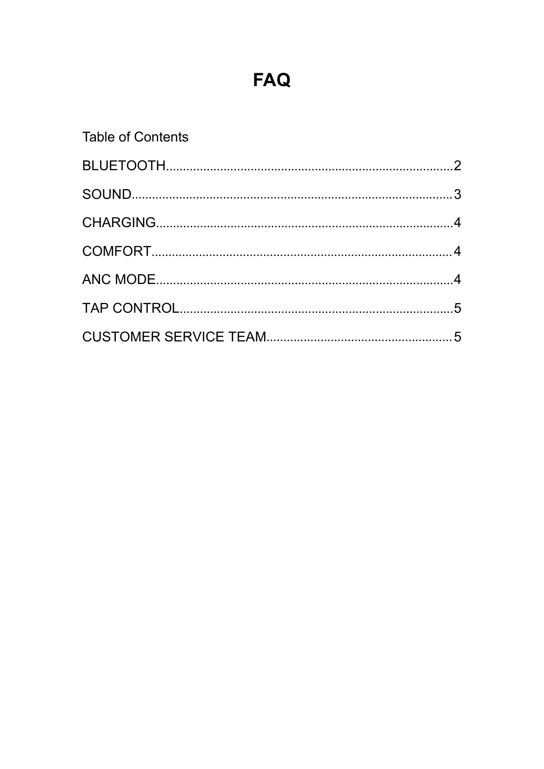# FAQ

Table of Contents

BLUETOOTH....................................................................................2

SOUND...........................................................................................3

CHARGING.....................................................................................4

COMFORT......................................................................................4

ANC MODE.....................................................................................4

TAP CONTROL...............................................................................5

CUSTOMER SERVICE TEAM.......................................................5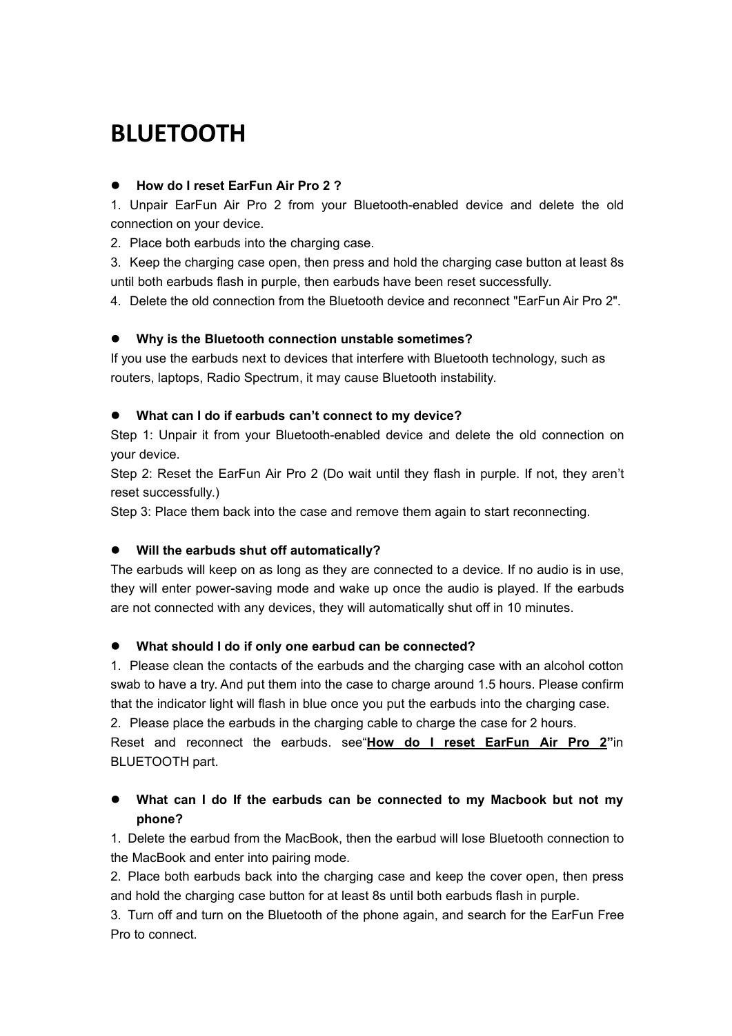# BLUETOOTH

- **How do I reset EarFun Air Pro 2 ?**

1. Unpair EarFun Air Pro 2 from your Bluetooth-enabled device and delete the old connection on your device.
2. Place both earbuds into the charging case.
3. Keep the charging case open, then press and hold the charging case button at least 8s until both earbuds flash in purple, then earbuds have been reset successfully.
4. Delete the old connection from the Bluetooth device and reconnect "EarFun Air Pro 2".

- **Why is the Bluetooth connection unstable sometimes?**

If you use the earbuds next to devices that interfere with Bluetooth technology, such as routers, laptops, Radio Spectrum, it may cause Bluetooth instability.

- **What can I do if earbuds can't connect to my device?**

Step 1: Unpair it from your Bluetooth-enabled device and delete the old connection on your device.

Step 2: Reset the EarFun Air Pro 2 (Do wait until they flash in purple. If not, they aren't reset successfully.)

Step 3: Place them back into the case and remove them again to start reconnecting.

- **Will the earbuds shut off automatically?**

The earbuds will keep on as long as they are connected to a device. If no audio is in use, they will enter power-saving mode and wake up once the audio is played. If the earbuds are not connected with any devices, they will automatically shut off in 10 minutes.

- **What should I do if only one earbud can be connected?**

1. Please clean the contacts of the earbuds and the charging case with an alcohol cotton swab to have a try. And put them into the case to charge around 1.5 hours. Please confirm that the indicator light will flash in blue once you put the earbuds into the charging case.
2. Please place the earbuds in the charging cable to charge the case for 2 hours.

Reset and reconnect the earbuds. see"**How do I reset EarFun Air Pro 2"**in BLUETOOTH part.

- **What can I do If the earbuds can be connected to my Macbook but not my phone?**

1. Delete the earbud from the MacBook, then the earbud will lose Bluetooth connection to the MacBook and enter into pairing mode.
2. Place both earbuds back into the charging case and keep the cover open, then press and hold the charging case button for at least 8s until both earbuds flash in purple.
3. Turn off and turn on the Bluetooth of the phone again, and search for the EarFun Free Pro to connect.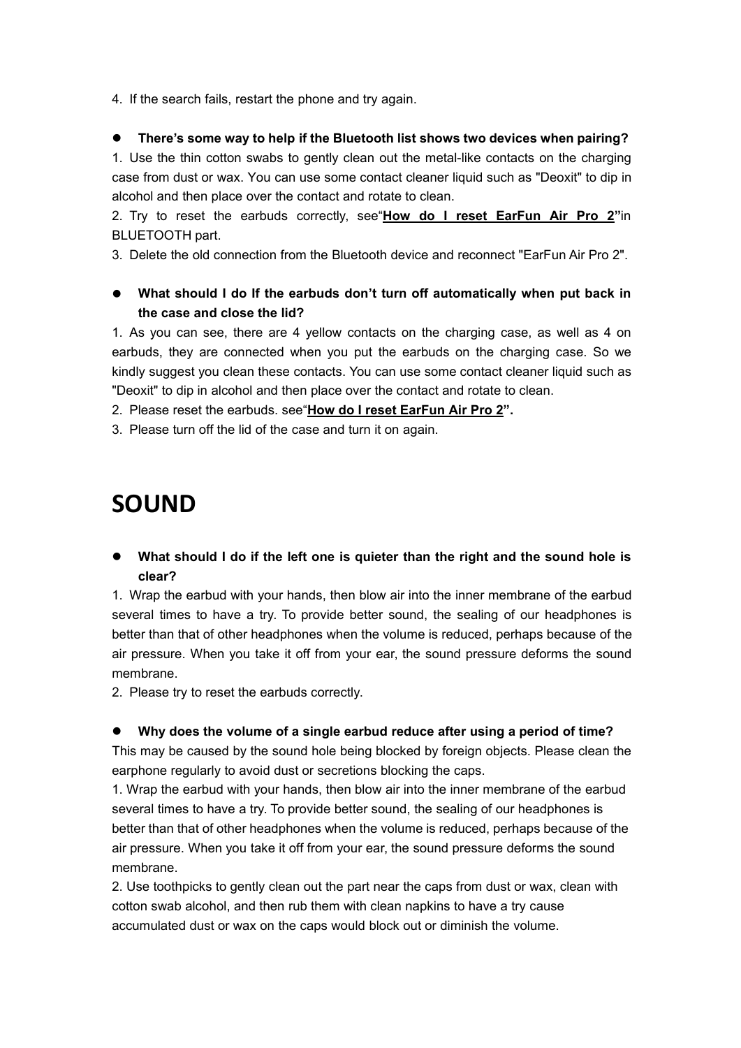4. If the search fails, restart the phone and try again.

- **There's some way to help if the Bluetooth list shows two devices when pairing?**

1. Use the thin cotton swabs to gently clean out the metal-like contacts on the charging case from dust or wax. You can use some contact cleaner liquid such as "Deoxit" to dip in alcohol and then place over the contact and rotate to clean.
2. Try to reset the earbuds correctly, see"**How do I reset EarFun Air Pro 2"**in BLUETOOTH part.
3. Delete the old connection from the Bluetooth device and reconnect "EarFun Air Pro 2".

- **What should I do If the earbuds don't turn off automatically when put back in the case and close the lid?**

1. As you can see, there are 4 yellow contacts on the charging case, as well as 4 on earbuds, they are connected when you put the earbuds on the charging case. So we kindly suggest you clean these contacts. You can use some contact cleaner liquid such as "Deoxit" to dip in alcohol and then place over the contact and rotate to clean.
2. Please reset the earbuds. see"**How do I reset EarFun Air Pro 2".**
3. Please turn off the lid of the case and turn it on again.

# SOUND

- **What should I do if the left one is quieter than the right and the sound hole is clear?**

1. Wrap the earbud with your hands, then blow air into the inner membrane of the earbud several times to have a try. To provide better sound, the sealing of our headphones is better than that of other headphones when the volume is reduced, perhaps because of the air pressure. When you take it off from your ear, the sound pressure deforms the sound membrane.
2. Please try to reset the earbuds correctly.

- **Why does the volume of a single earbud reduce after using a period of time?**

This may be caused by the sound hole being blocked by foreign objects. Please clean the earphone regularly to avoid dust or secretions blocking the caps.

1. Wrap the earbud with your hands, then blow air into the inner membrane of the earbud several times to have a try. To provide better sound, the sealing of our headphones is better than that of other headphones when the volume is reduced, perhaps because of the air pressure. When you take it off from your ear, the sound pressure deforms the sound membrane.
2. Use toothpicks to gently clean out the part near the caps from dust or wax, clean with cotton swab alcohol, and then rub them with clean napkins to have a try cause accumulated dust or wax on the caps would block out or diminish the volume.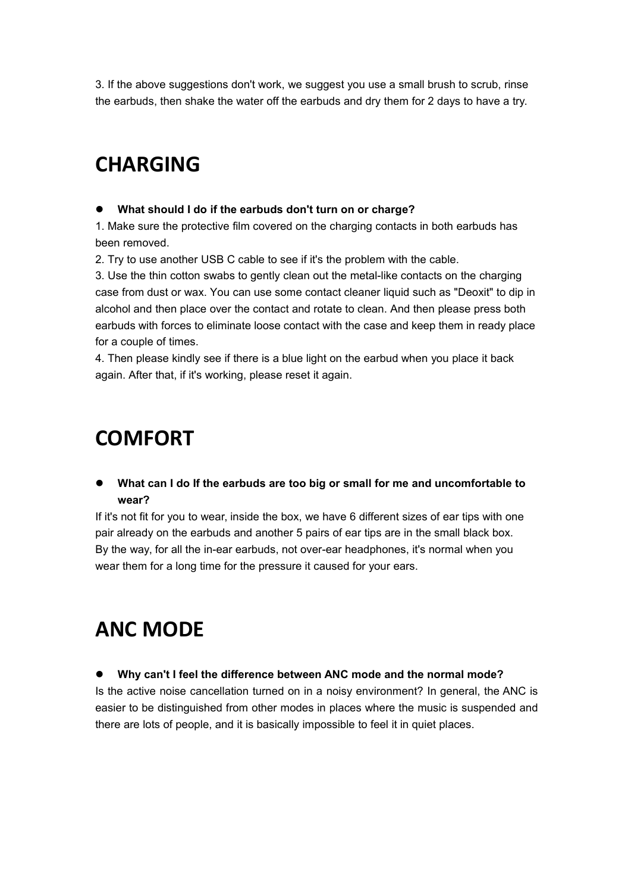3. If the above suggestions don't work, we suggest you use a small brush to scrub, rinse the earbuds, then shake the water off the earbuds and dry them for 2 days to have a try.

# CHARGING

- **What should I do if the earbuds don't turn on or charge?**

1. Make sure the protective film covered on the charging contacts in both earbuds has been removed.
2. Try to use another USB C cable to see if it's the problem with the cable.
3. Use the thin cotton swabs to gently clean out the metal-like contacts on the charging case from dust or wax. You can use some contact cleaner liquid such as "Deoxit" to dip in alcohol and then place over the contact and rotate to clean. And then please press both earbuds with forces to eliminate loose contact with the case and keep them in ready place for a couple of times.
4. Then please kindly see if there is a blue light on the earbud when you place it back again. After that, if it's working, please reset it again.

# COMFORT

- **What can I do If the earbuds are too big or small for me and uncomfortable to wear?**

If it's not fit for you to wear, inside the box, we have 6 different sizes of ear tips with one pair already on the earbuds and another 5 pairs of ear tips are in the small black box. By the way, for all the in-ear earbuds, not over-ear headphones, it's normal when you wear them for a long time for the pressure it caused for your ears.

# ANC MODE

- **Why can't I feel the difference between ANC mode and the normal mode?**

Is the active noise cancellation turned on in a noisy environment? In general, the ANC is easier to be distinguished from other modes in places where the music is suspended and there are lots of people, and it is basically impossible to feel it in quiet places.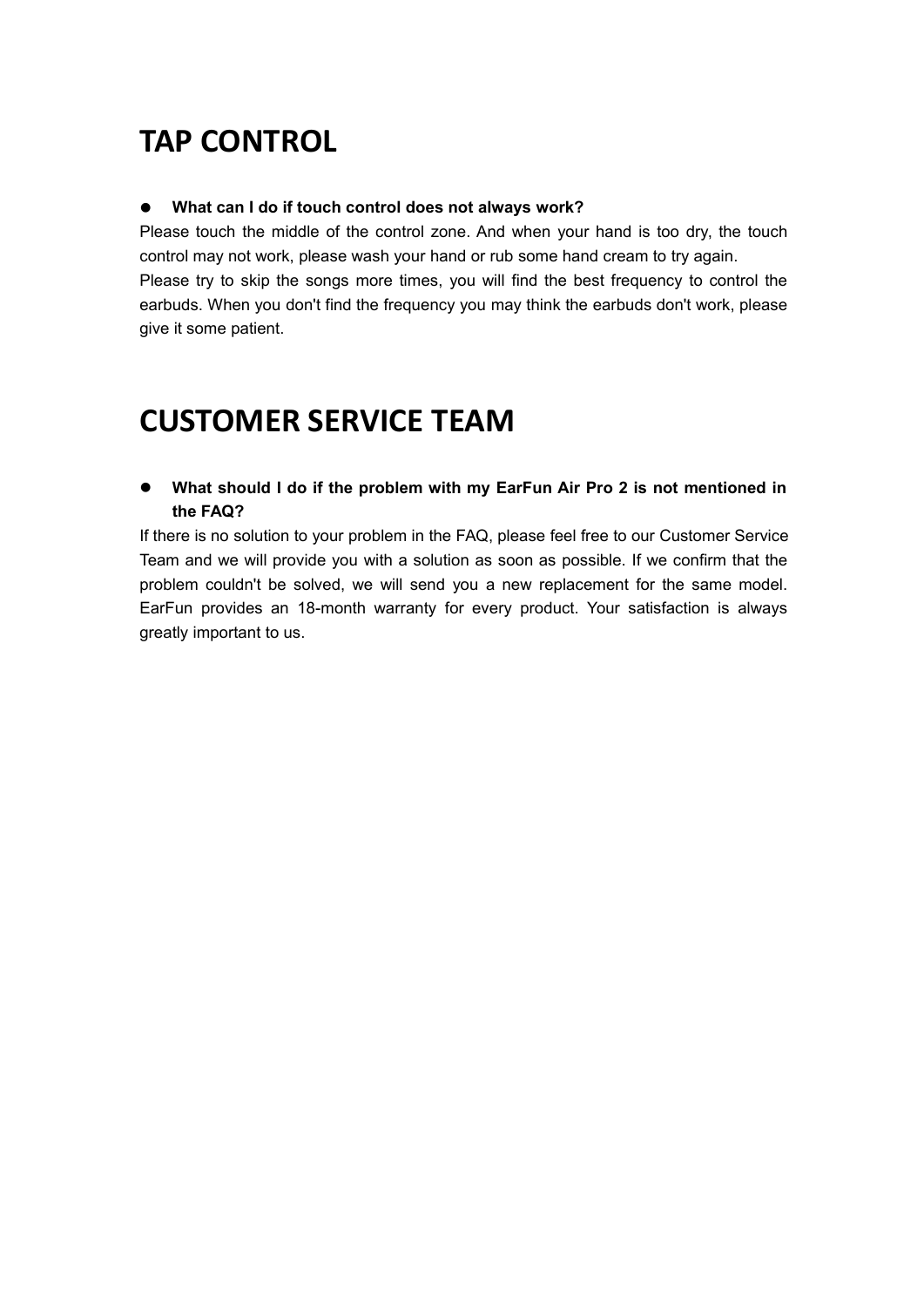# TAP CONTROL

- **What can I do if touch control does not always work?**

Please touch the middle of the control zone. And when your hand is too dry, the touch control may not work, please wash your hand or rub some hand cream to try again.
Please try to skip the songs more times, you will find the best frequency to control the earbuds. When you don't find the frequency you may think the earbuds don't work, please give it some patient.

# CUSTOMER SERVICE TEAM

- **What should I do if the problem with my EarFun Air Pro 2 is not mentioned in the FAQ?**

If there is no solution to your problem in the FAQ, please feel free to our Customer Service Team and we will provide you with a solution as soon as possible. If we confirm that the problem couldn't be solved, we will send you a new replacement for the same model. EarFun provides an 18-month warranty for every product. Your satisfaction is always greatly important to us.